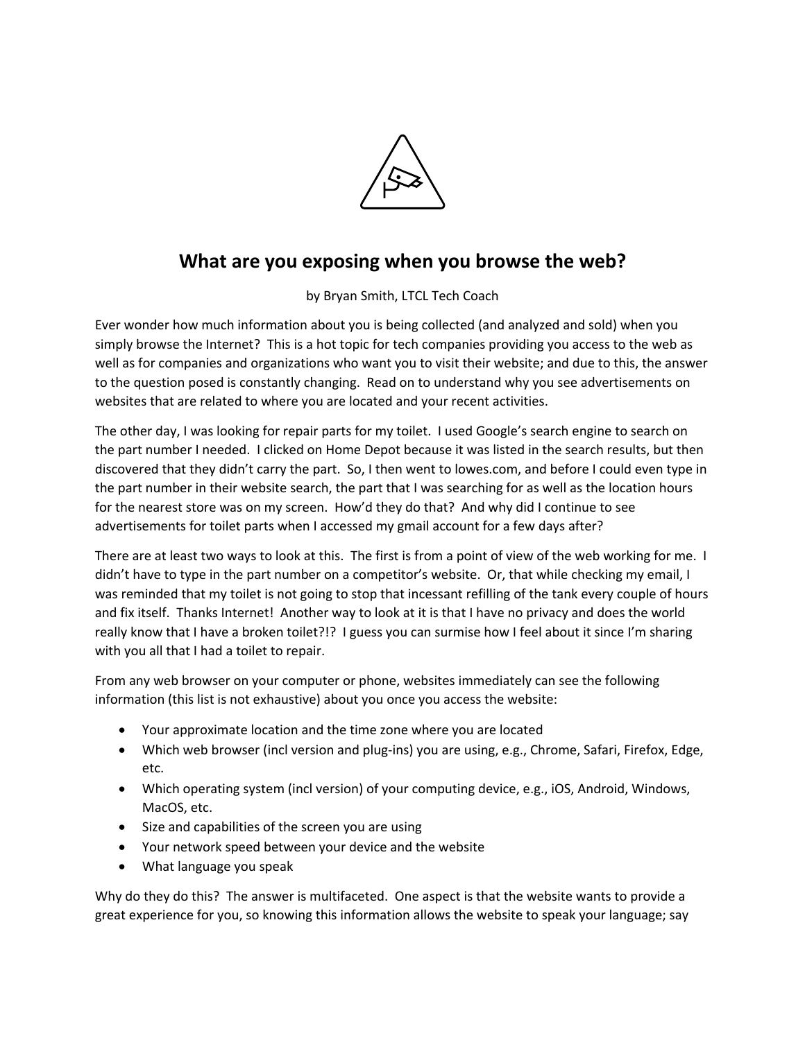# What are you exposing when you browse the web?

by Bryan Smith, LTCL Tech Coach

Ever wonder how much information about you is being collected (and analyzed and sold) when you simply browse the Internet? This is a hot topic for tech companies providing you access to the web as well as for companies and organizations who want you to visit their website; and due to this, the answer to the question posed is constantly changing. Read on to understand why you see advertisements on websites that are related to where you are located and your recent activities.

The other day, I was looking for repair parts for my toilet. I used Google's search engine to search on the part number I needed. I clicked on Home Depot because it was listed in the search results, but then discovered that they didn't carry the part. So, I then went to lowes.com, and before I could even type in the part number in their website search, the part that I was searching for as well as the location hours for the nearest store was on my screen. How'd they do that? And why did I continue to see advertisements for toilet parts when I accessed my gmail account for a few days after?

There are at least two ways to look at this. The first is from a point of view of the web working for me. I didn't have to type in the part number on a competitor's website. Or, that while checking my email, I was reminded that my toilet is not going to stop that incessant refilling of the tank every couple of hours and fix itself. Thanks Internet! Another way to look at it is that I have no privacy and does the world really know that I have a broken toilet?!? I guess you can surmise how I feel about it since I'm sharing with you all that I had a toilet to repair.

From any web browser on your computer or phone, websites immediately can see the following information (this list is not exhaustive) about you once you access the website:

- Your approximate location and the time zone where you are located
- Which web browser (incl version and plug-ins) you are using, e.g., Chrome, Safari, Firefox, Edge, etc.
- Which operating system (incl version) of your computing device, e.g., iOS, Android, Windows, MacOS, etc.
- Size and capabilities of the screen you are using
- Your network speed between your device and the website
- What language you speak

Why do they do this? The answer is multifaceted. One aspect is that the website wants to provide a great experience for you, so knowing this information allows the website to speak your language; say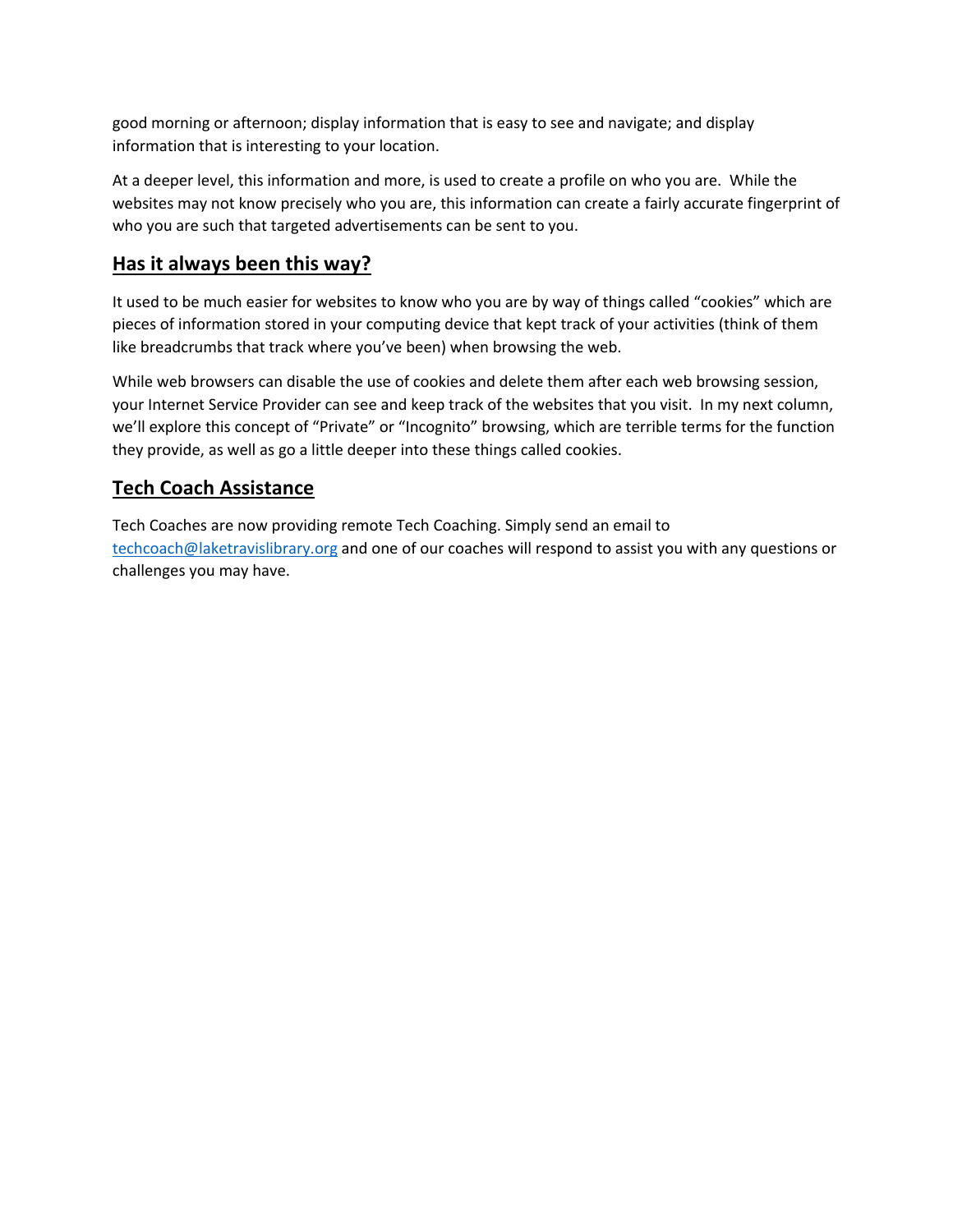good morning or afternoon; display information that is easy to see and navigate; and display information that is interesting to your location.

At a deeper level, this information and more, is used to create a profile on who you are. While the websites may not know precisely who you are, this information can create a fairly accurate fingerprint of who you are such that targeted advertisements can be sent to you.

## Has it always been this way?

It used to be much easier for websites to know who you are by way of things called "cookies" which are pieces of information stored in your computing device that kept track of your activities (think of them like breadcrumbs that track where you've been) when browsing the web.

While web browsers can disable the use of cookies and delete them after each web browsing session, your Internet Service Provider can see and keep track of the websites that you visit. In my next column, we'll explore this concept of "Private" or "Incognito" browsing, which are terrible terms for the function they provide, as well as go a little deeper into these things called cookies.

## Tech Coach Assistance

Tech Coaches are now providing remote Tech Coaching. Simply send an email to [techcoach@laketravislibrary.org](mailto:techcoach@laketravislibrary.org) and one of our coaches will respond to assist you with any questions or challenges you may have.